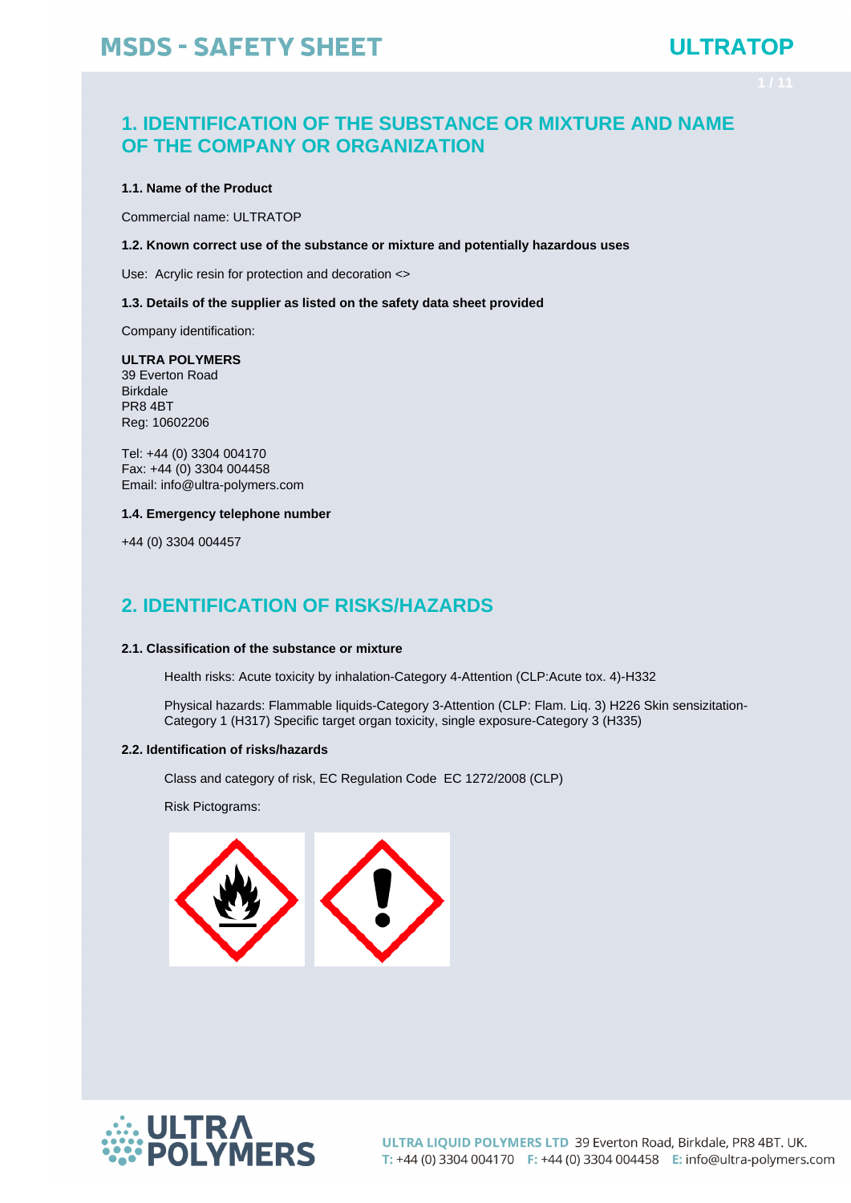## 1. IDENTIFICATION OF THE SUBSTANCE OR MIXTURE AND NAME OF THE COMPANY OR ORGANIZATION

**1.1. Name of the Product**

Commercial name: ULTRATOP

**1.2. Known correct use of the substance or mixture and potentially hazardous uses**

Use: Acrylic resin for protection and decoration <>

**1.3. Details of the supplier as listed on the safety data sheet provided**

Company identification:

**ULTRA POLYMERS**
39 Everton Road
Birkdale
PR8 4BT
Reg: 10602206

Tel: +44 (0) 3304 004170
Fax: +44 (0) 3304 004458
Email: info@ultra-polymers.com

**1.4. Emergency telephone number**

+44 (0) 3304 004457

## 2. IDENTIFICATION OF RISKS/HAZARDS

**2.1. Classification of the substance or mixture**

Health risks: Acute toxicity by inhalation-Category 4-Attention (CLP:Acute tox. 4)-H332

Physical hazards: Flammable liquids-Category 3-Attention (CLP: Flam. Liq. 3) H226 Skin sensizitation-Category 1 (H317) Specific target organ toxicity, single exposure-Category 3 (H335)

**2.2. Identification of risks/hazards**

Class and category of risk, EC Regulation Code EC 1272/2008 (CLP)

Risk Pictograms: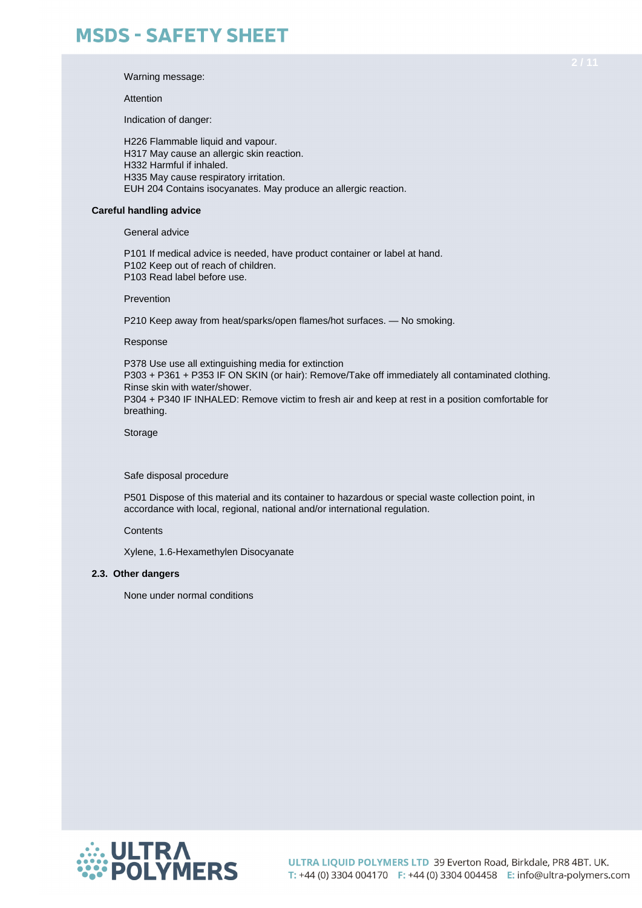Warning message:

Attention

Indication of danger:

H226 Flammable liquid and vapour.
H317 May cause an allergic skin reaction.
H332 Harmful if inhaled.
H335 May cause respiratory irritation.
EUH 204 Contains isocyanates. May produce an allergic reaction.

**Careful handling advice**

General advice

P101 If medical advice is needed, have product container or label at hand.
P102 Keep out of reach of children.
P103 Read label before use.

Prevention

P210 Keep away from heat/sparks/open flames/hot surfaces. — No smoking.

Response

P378 Use use all extinguishing media for extinction
P303 + P361 + P353 IF ON SKIN (or hair): Remove/Take off immediately all contaminated clothing. Rinse skin with water/shower.
P304 + P340 IF INHALED: Remove victim to fresh air and keep at rest in a position comfortable for breathing.

Storage

Safe disposal procedure

P501 Dispose of this material and its container to hazardous or special waste collection point, in accordance with local, regional, national and/or international regulation.

Contents

Xylene, 1.6-Hexamethylen Disocyanate

**2.3. Other dangers**

None under normal conditions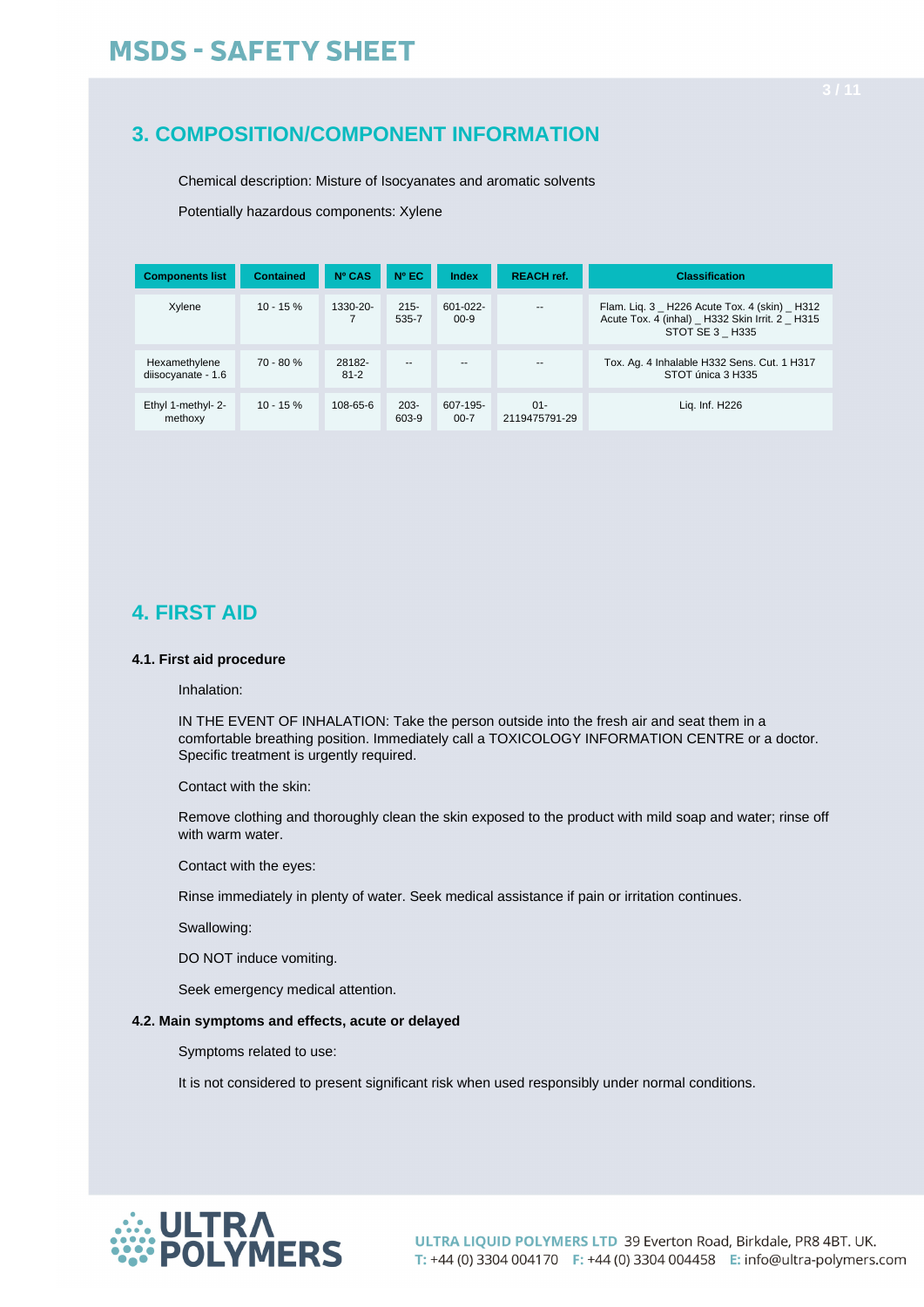## 3. COMPOSITION/COMPONENT INFORMATION

Chemical description: Misture of Isocyanates and aromatic solvents

Potentially hazardous components: Xylene

| Components list | Contained | Nº CAS | Nº EC | Index | REACH ref. | Classification |
|---|---|---|---|---|---|---|
| Xylene | 10 - 15 % | 1330-20-7 | 215-535-7 | 601-022-00-9 | -- | Flam. Liq. 3 _ H226 Acute Tox. 4 (skin) _ H312 Acute Tox. 4 (inhal) _ H332 Skin Irrit. 2 _ H315 STOT SE 3 _ H335 |
| Hexamethylene diisocyanate - 1.6 | 70 - 80 % | 28182-81-2 | -- | -- | -- | Tox. Ag. 4 Inhalable H332 Sens. Cut. 1 H317 STOT única 3 H335 |
| Ethyl 1-methyl- 2-methoxy | 10 - 15 % | 108-65-6 | 203-603-9 | 607-195-00-7 | 01-2119475791-29 | Liq. Inf. H226 |

## 4. FIRST AID

### 4.1. First aid procedure

Inhalation:

IN THE EVENT OF INHALATION: Take the person outside into the fresh air and seat them in a comfortable breathing position. Immediately call a TOXICOLOGY INFORMATION CENTRE or a doctor. Specific treatment is urgently required.

Contact with the skin:

Remove clothing and thoroughly clean the skin exposed to the product with mild soap and water; rinse off with warm water.

Contact with the eyes:

Rinse immediately in plenty of water. Seek medical assistance if pain or irritation continues.

Swallowing:

DO NOT induce vomiting.

Seek emergency medical attention.

### 4.2. Main symptoms and effects, acute or delayed

Symptoms related to use:

It is not considered to present significant risk when used responsibly under normal conditions.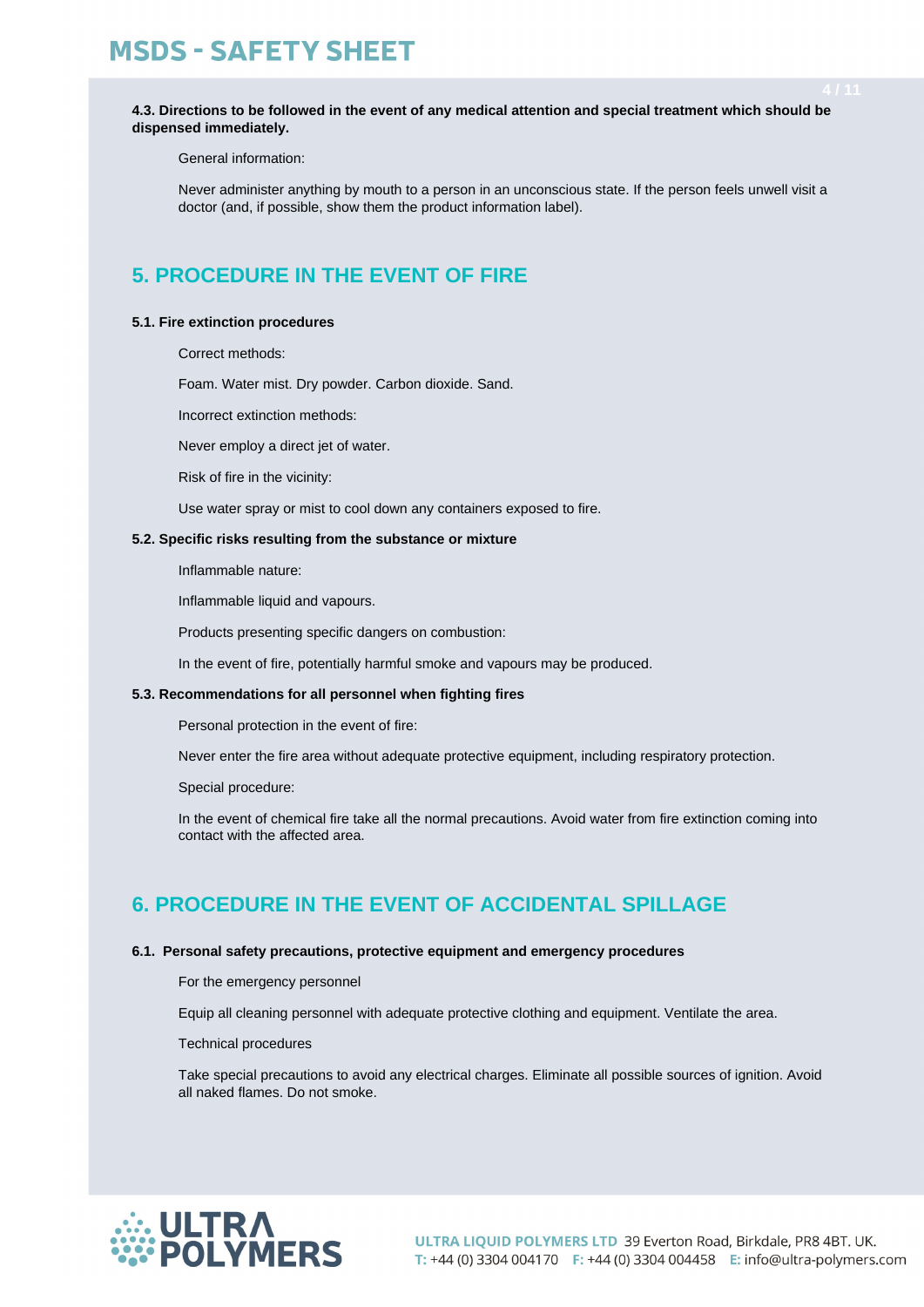**4.3. Directions to be followed in the event of any medical attention and special treatment which should be dispensed immediately.**

General information:

Never administer anything by mouth to a person in an unconscious state. If the person feels unwell visit a doctor (and, if possible, show them the product information label).

## 5. PROCEDURE IN THE EVENT OF FIRE

**5.1. Fire extinction procedures**

Correct methods:

Foam. Water mist. Dry powder. Carbon dioxide. Sand.

Incorrect extinction methods:

Never employ a direct jet of water.

Risk of fire in the vicinity:

Use water spray or mist to cool down any containers exposed to fire.

**5.2. Specific risks resulting from the substance or mixture**

Inflammable nature:

Inflammable liquid and vapours.

Products presenting specific dangers on combustion:

In the event of fire, potentially harmful smoke and vapours may be produced.

**5.3. Recommendations for all personnel when fighting fires**

Personal protection in the event of fire:

Never enter the fire area without adequate protective equipment, including respiratory protection.

Special procedure:

In the event of chemical fire take all the normal precautions. Avoid water from fire extinction coming into contact with the affected area.

## 6. PROCEDURE IN THE EVENT OF ACCIDENTAL SPILLAGE

**6.1. Personal safety precautions, protective equipment and emergency procedures**

For the emergency personnel

Equip all cleaning personnel with adequate protective clothing and equipment. Ventilate the area.

Technical procedures

Take special precautions to avoid any electrical charges. Eliminate all possible sources of ignition. Avoid all naked flames. Do not smoke.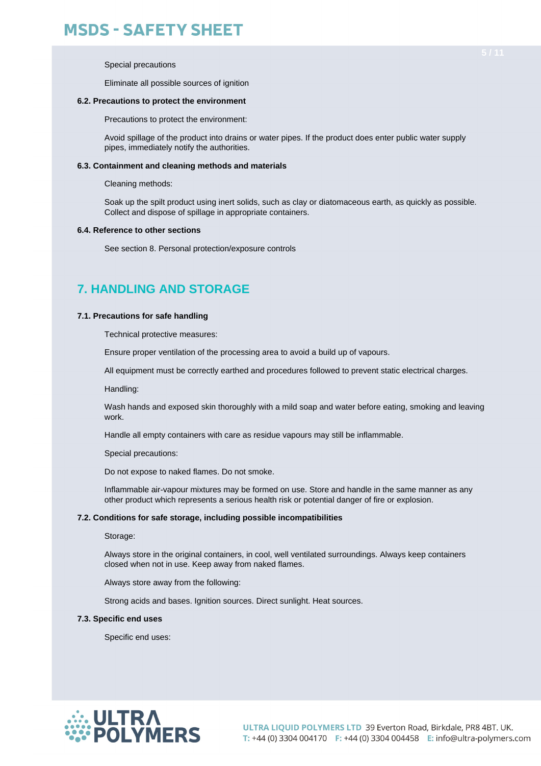Special precautions

Eliminate all possible sources of ignition

### 6.2. Precautions to protect the environment

Precautions to protect the environment:

Avoid spillage of the product into drains or water pipes. If the product does enter public water supply pipes, immediately notify the authorities.

### 6.3. Containment and cleaning methods and materials

Cleaning methods:

Soak up the spilt product using inert solids, such as clay or diatomaceous earth, as quickly as possible. Collect and dispose of spillage in appropriate containers.

### 6.4. Reference to other sections

See section 8. Personal protection/exposure controls

## 7. HANDLING AND STORAGE

### 7.1. Precautions for safe handling

Technical protective measures:

Ensure proper ventilation of the processing area to avoid a build up of vapours.

All equipment must be correctly earthed and procedures followed to prevent static electrical charges.

Handling:

Wash hands and exposed skin thoroughly with a mild soap and water before eating, smoking and leaving work.

Handle all empty containers with care as residue vapours may still be inflammable.

Special precautions:

Do not expose to naked flames. Do not smoke.

Inflammable air-vapour mixtures may be formed on use. Store and handle in the same manner as any other product which represents a serious health risk or potential danger of fire or explosion.

### 7.2. Conditions for safe storage, including possible incompatibilities

Storage:

Always store in the original containers, in cool, well ventilated surroundings. Always keep containers closed when not in use. Keep away from naked flames.

Always store away from the following:

Strong acids and bases. Ignition sources. Direct sunlight. Heat sources.

### 7.3. Specific end uses

Specific end uses: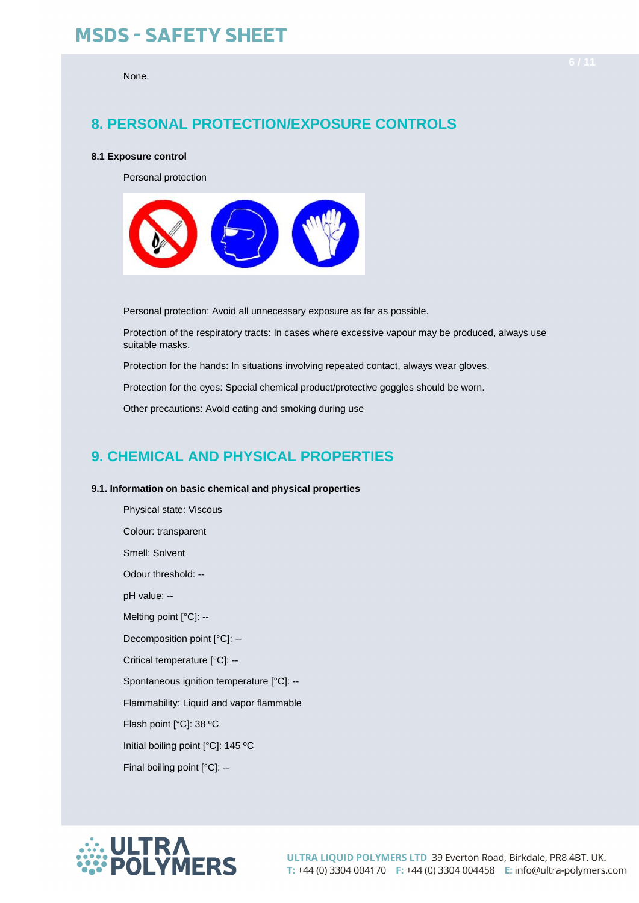None.

## 8. PERSONAL PROTECTION/EXPOSURE CONTROLS

### 8.1 Exposure control

Personal protection

Personal protection: Avoid all unnecessary exposure as far as possible.

Protection of the respiratory tracts: In cases where excessive vapour may be produced, always use suitable masks.

Protection for the hands: In situations involving repeated contact, always wear gloves.

Protection for the eyes: Special chemical product/protective goggles should be worn.

Other precautions: Avoid eating and smoking during use

## 9. CHEMICAL AND PHYSICAL PROPERTIES

### 9.1. Information on basic chemical and physical properties

Physical state: Viscous

Colour: transparent

Smell: Solvent

Odour threshold: --

pH value: --

Melting point [°C]: --

Decomposition point [°C]: --

Critical temperature [°C]: --

Spontaneous ignition temperature [°C]: --

Flammability: Liquid and vapor flammable

Flash point [°C]: 38 ºC

Initial boiling point [°C]: 145 ºC

Final boiling point [°C]: --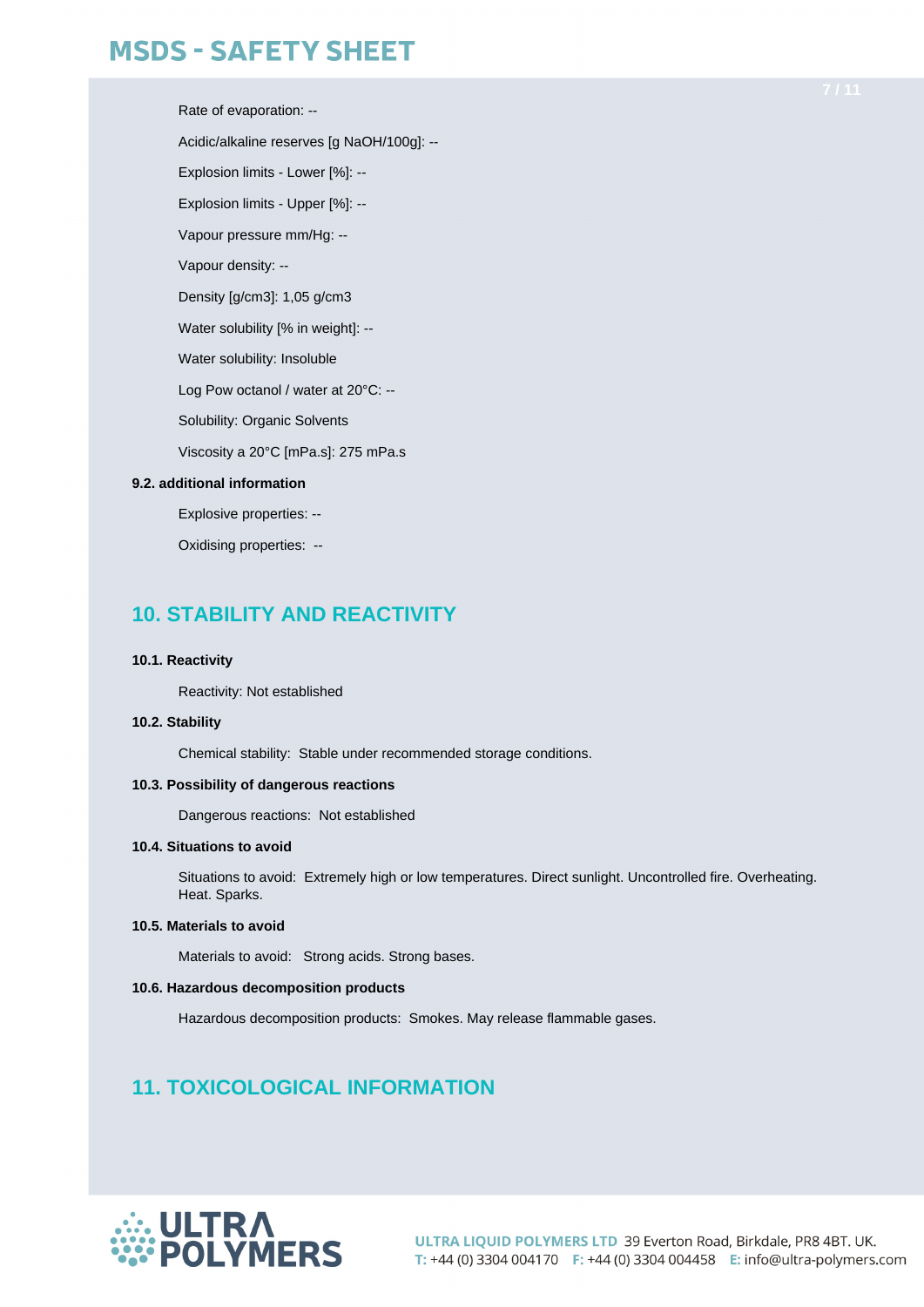Rate of evaporation: --

Acidic/alkaline reserves [g NaOH/100g]: --

Explosion limits - Lower [%]: --

Explosion limits - Upper [%]: --

Vapour pressure mm/Hg: --

Vapour density: --

Density [g/cm3]: 1,05 g/cm3

Water solubility [% in weight]: --

Water solubility: Insoluble

Log Pow octanol / water at 20°C: --

Solubility: Organic Solvents

Viscosity a 20°C [mPa.s]: 275 mPa.s

**9.2. additional information**

Explosive properties: --

Oxidising properties: --

## 10. STABILITY AND REACTIVITY

**10.1. Reactivity**

Reactivity: Not established

**10.2. Stability**

Chemical stability: Stable under recommended storage conditions.

**10.3. Possibility of dangerous reactions**

Dangerous reactions: Not established

**10.4. Situations to avoid**

Situations to avoid: Extremely high or low temperatures. Direct sunlight. Uncontrolled fire. Overheating. Heat. Sparks.

**10.5. Materials to avoid**

Materials to avoid: Strong acids. Strong bases.

**10.6. Hazardous decomposition products**

Hazardous decomposition products: Smokes. May release flammable gases.

## 11. TOXICOLOGICAL INFORMATION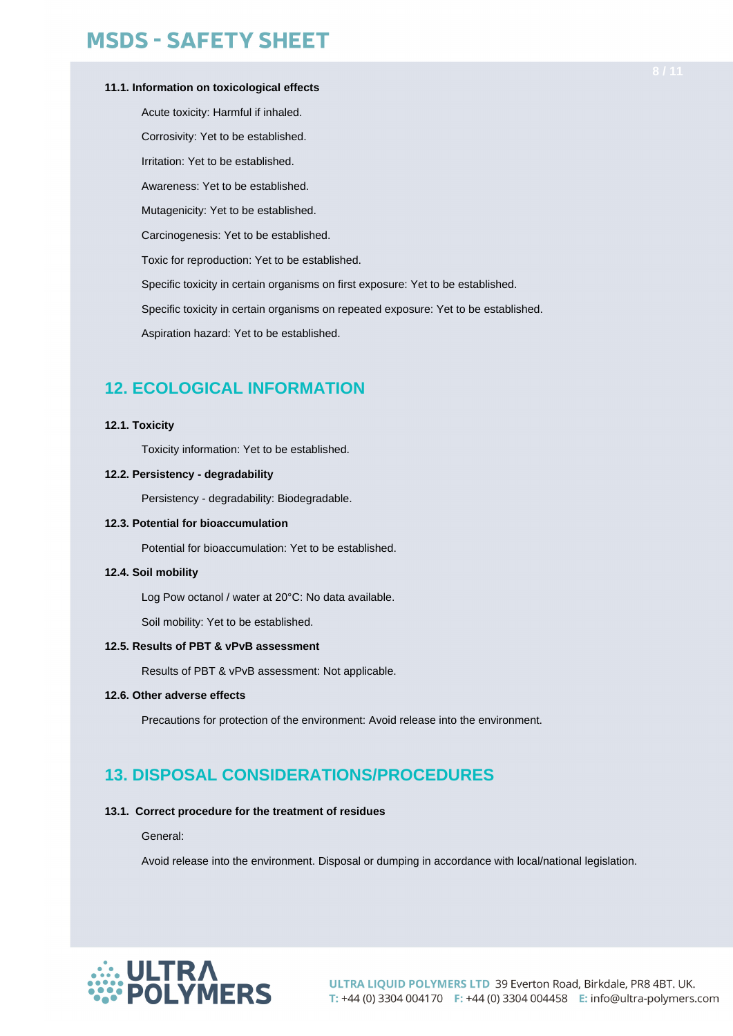**11.1. Information on toxicological effects**

Acute toxicity: Harmful if inhaled.

Corrosivity: Yet to be established.

Irritation: Yet to be established.

Awareness: Yet to be established.

Mutagenicity: Yet to be established.

Carcinogenesis: Yet to be established.

Toxic for reproduction: Yet to be established.

Specific toxicity in certain organisms on first exposure: Yet to be established.

Specific toxicity in certain organisms on repeated exposure: Yet to be established.

Aspiration hazard: Yet to be established.

## 12. ECOLOGICAL INFORMATION

**12.1. Toxicity**

Toxicity information: Yet to be established.

**12.2. Persistency - degradability**

Persistency - degradability: Biodegradable.

**12.3. Potential for bioaccumulation**

Potential for bioaccumulation: Yet to be established.

**12.4. Soil mobility**

Log Pow octanol / water at 20°C: No data available.

Soil mobility: Yet to be established.

**12.5. Results of PBT & vPvB assessment**

Results of PBT & vPvB assessment: Not applicable.

**12.6. Other adverse effects**

Precautions for protection of the environment: Avoid release into the environment.

## 13. DISPOSAL CONSIDERATIONS/PROCEDURES

**13.1. Correct procedure for the treatment of residues**

General:

Avoid release into the environment. Disposal or dumping in accordance with local/national legislation.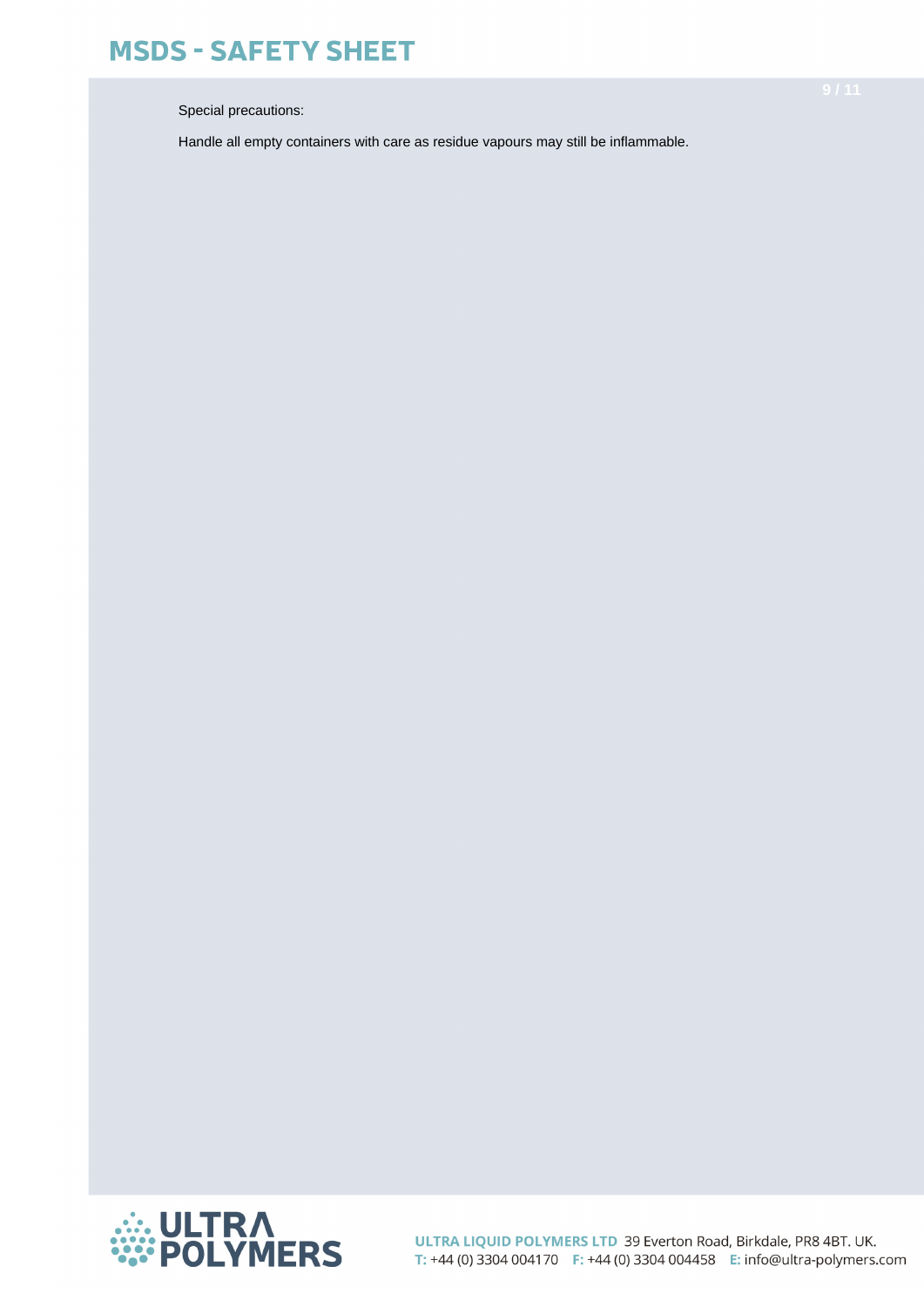Special precautions:

Handle all empty containers with care as residue vapours may still be inflammable.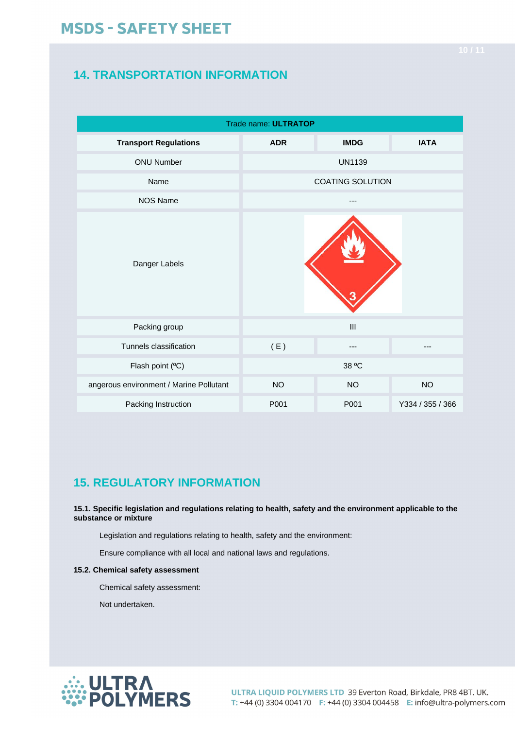## 14. TRANSPORTATION INFORMATION

| Trade name: **ULTRATOP** | | | |
|---|---|---|---|
| **Transport Regulations** | **ADR** | **IMDG** | **IATA** |
| ONU Number | UN1139 | | |
| Name | COATING SOLUTION | | |
| NOS Name | --- | | |
| Danger Labels | 3 | | |
| Packing group | III | | |
| Tunnels classification | ( E ) | --- | --- |
| Flash point (ºC) | 38 ºC | | |
| angerous environment / Marine Pollutant | NO | NO | NO |
| Packing Instruction | P001 | P001 | Y334 / 355 / 366 |

## 15. REGULATORY INFORMATION

**15.1. Specific legislation and regulations relating to health, safety and the environment applicable to the substance or mixture**

Legislation and regulations relating to health, safety and the environment:

Ensure compliance with all local and national laws and regulations.

**15.2. Chemical safety assessment**

Chemical safety assessment:

Not undertaken.

**ULTRA LIQUID POLYMERS LTD** 39 Everton Road, Birkdale, PR8 4BT. UK.
T: +44 (0) 3304 004170 F: +44 (0) 3304 004458 E: info@ultra-polymers.com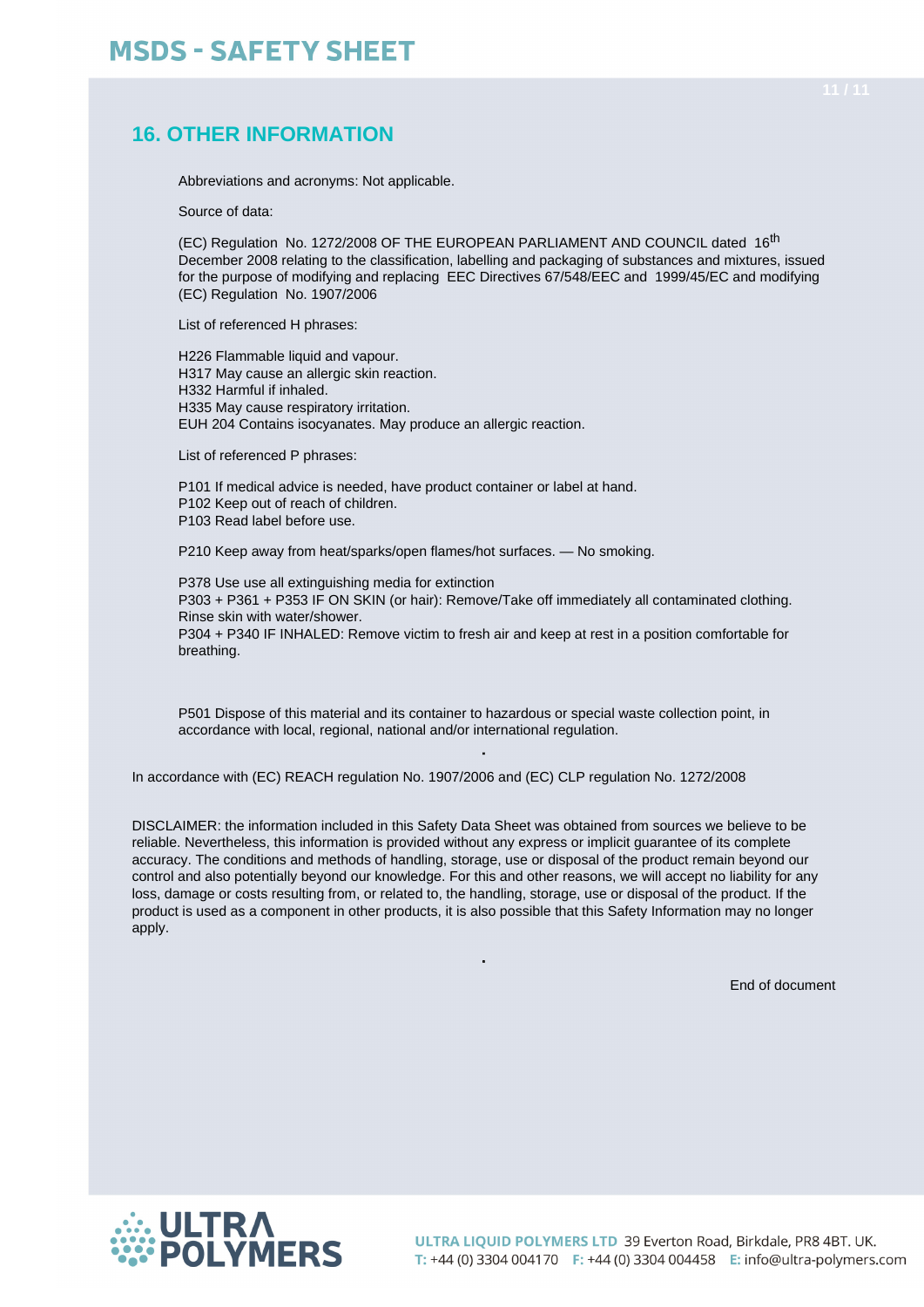## 16. OTHER INFORMATION

Abbreviations and acronyms: Not applicable.

Source of data:

(EC) Regulation No. 1272/2008 OF THE EUROPEAN PARLIAMENT AND COUNCIL dated 16th December 2008 relating to the classification, labelling and packaging of substances and mixtures, issued for the purpose of modifying and replacing EEC Directives 67/548/EEC and 1999/45/EC and modifying (EC) Regulation No. 1907/2006

List of referenced H phrases:

H226 Flammable liquid and vapour.
H317 May cause an allergic skin reaction.
H332 Harmful if inhaled.
H335 May cause respiratory irritation.
EUH 204 Contains isocyanates. May produce an allergic reaction.

List of referenced P phrases:

P101 If medical advice is needed, have product container or label at hand.
P102 Keep out of reach of children.
P103 Read label before use.

P210 Keep away from heat/sparks/open flames/hot surfaces. — No smoking.

P378 Use use all extinguishing media for extinction
P303 + P361 + P353 IF ON SKIN (or hair): Remove/Take off immediately all contaminated clothing. Rinse skin with water/shower.
P304 + P340 IF INHALED: Remove victim to fresh air and keep at rest in a position comfortable for breathing.

P501 Dispose of this material and its container to hazardous or special waste collection point, in accordance with local, regional, national and/or international regulation.

In accordance with (EC) REACH regulation No. 1907/2006 and (EC) CLP regulation No. 1272/2008

DISCLAIMER: the information included in this Safety Data Sheet was obtained from sources we believe to be reliable. Nevertheless, this information is provided without any express or implicit guarantee of its complete accuracy. The conditions and methods of handling, storage, use or disposal of the product remain beyond our control and also potentially beyond our knowledge. For this and other reasons, we will accept no liability for any loss, damage or costs resulting from, or related to, the handling, storage, use or disposal of the product. If the product is used as a component in other products, it is also possible that this Safety Information may no longer apply.

End of document